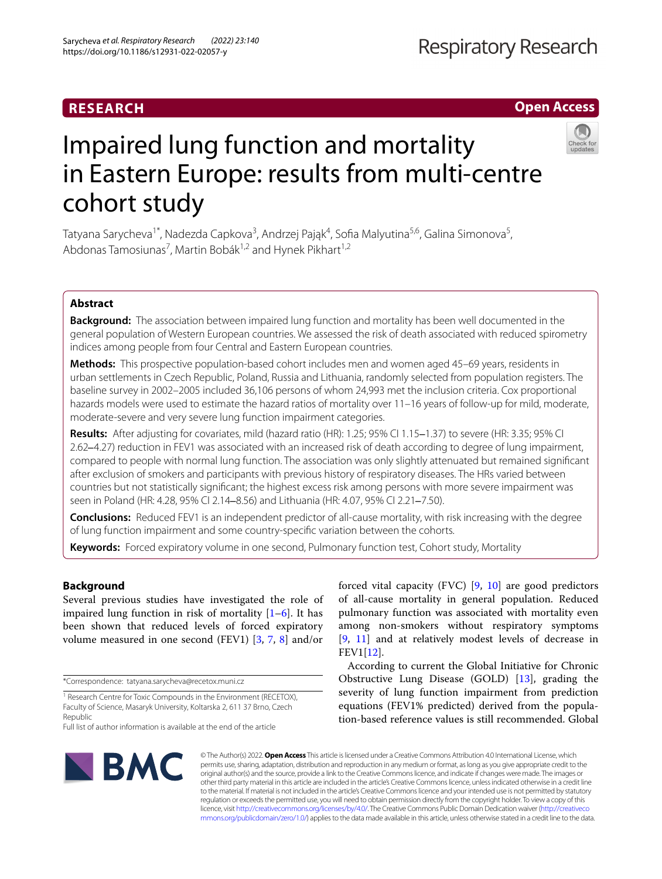RESEARCH

Open Access

# Impaired lung function and mortality in Eastern Europe: results from multi-centre cohort study

Tatyana Sarycheva[1*], Nadezda Capkova[3], Andrzej Pająk[4], Sofia Malyutina[5,6], Galina Simonova[5], Abdonas Tamosiunas[7], Martin Bobák[1,2] and Hynek Pikhart[1,2]

## Abstract

**Background:** The association between impaired lung function and mortality has been well documented in the general population of Western European countries. We assessed the risk of death associated with reduced spirometry indices among people from four Central and Eastern European countries.

**Methods:** This prospective population-based cohort includes men and women aged 45–69 years, residents in urban settlements in Czech Republic, Poland, Russia and Lithuania, randomly selected from population registers. The baseline survey in 2002–2005 included 36,106 persons of whom 24,993 met the inclusion criteria. Cox proportional hazards models were used to estimate the hazard ratios of mortality over 11–16 years of follow-up for mild, moderate, moderate-severe and very severe lung function impairment categories.

**Results:** After adjusting for covariates, mild (hazard ratio (HR): 1.25; 95% CI 1.15–1.37) to severe (HR: 3.35; 95% CI 2.62–4.27) reduction in FEV1 was associated with an increased risk of death according to degree of lung impairment, compared to people with normal lung function. The association was only slightly attenuated but remained significant after exclusion of smokers and participants with previous history of respiratory diseases. The HRs varied between countries but not statistically significant; the highest excess risk among persons with more severe impairment was seen in Poland (HR: 4.28, 95% CI 2.14–8.56) and Lithuania (HR: 4.07, 95% CI 2.21–7.50).

**Conclusions:** Reduced FEV1 is an independent predictor of all-cause mortality, with risk increasing with the degree of lung function impairment and some country-specific variation between the cohorts.

**Keywords:** Forced expiratory volume in one second, Pulmonary function test, Cohort study, Mortality

## Background

Several previous studies have investigated the role of impaired lung function in risk of mortality [1–6]. It has been shown that reduced levels of forced expiratory volume measured in one second (FEV1) [3, 7, 8] and/or forced vital capacity (FVC) [9, 10] are good predictors of all-cause mortality in general population. Reduced pulmonary function was associated with mortality even among non-smokers without respiratory symptoms [9, 11] and at relatively modest levels of decrease in FEV1[12].

According to current the Global Initiative for Chronic Obstructive Lung Disease (GOLD) [13], grading the severity of lung function impairment from prediction equations (FEV1% predicted) derived from the population-based reference values is still recommended. Global

*Correspondence: tatyana.sarycheva@recetox.muni.cz

[1] Research Centre for Toxic Compounds in the Environment (RECETOX), Faculty of Science, Masaryk University, Koltarska 2, 611 37 Brno, Czech Republic

Full list of author information is available at the end of the article

© The Author(s) 2022. **Open Access** This article is licensed under a Creative Commons Attribution 4.0 International License, which permits use, sharing, adaptation, distribution and reproduction in any medium or format, as long as you give appropriate credit to the original author(s) and the source, provide a link to the Creative Commons licence, and indicate if changes were made. The images or other third party material in this article are included in the article's Creative Commons licence, unless indicated otherwise in a credit line to the material. If material is not included in the article's Creative Commons licence and your intended use is not permitted by statutory regulation or exceeds the permitted use, you will need to obtain permission directly from the copyright holder. To view a copy of this licence, visit http://creativecommons.org/licenses/by/4.0/. The Creative Commons Public Domain Dedication waiver (http://creativecommons.org/publicdomain/zero/1.0/) applies to the data made available in this article, unless otherwise stated in a credit line to the data.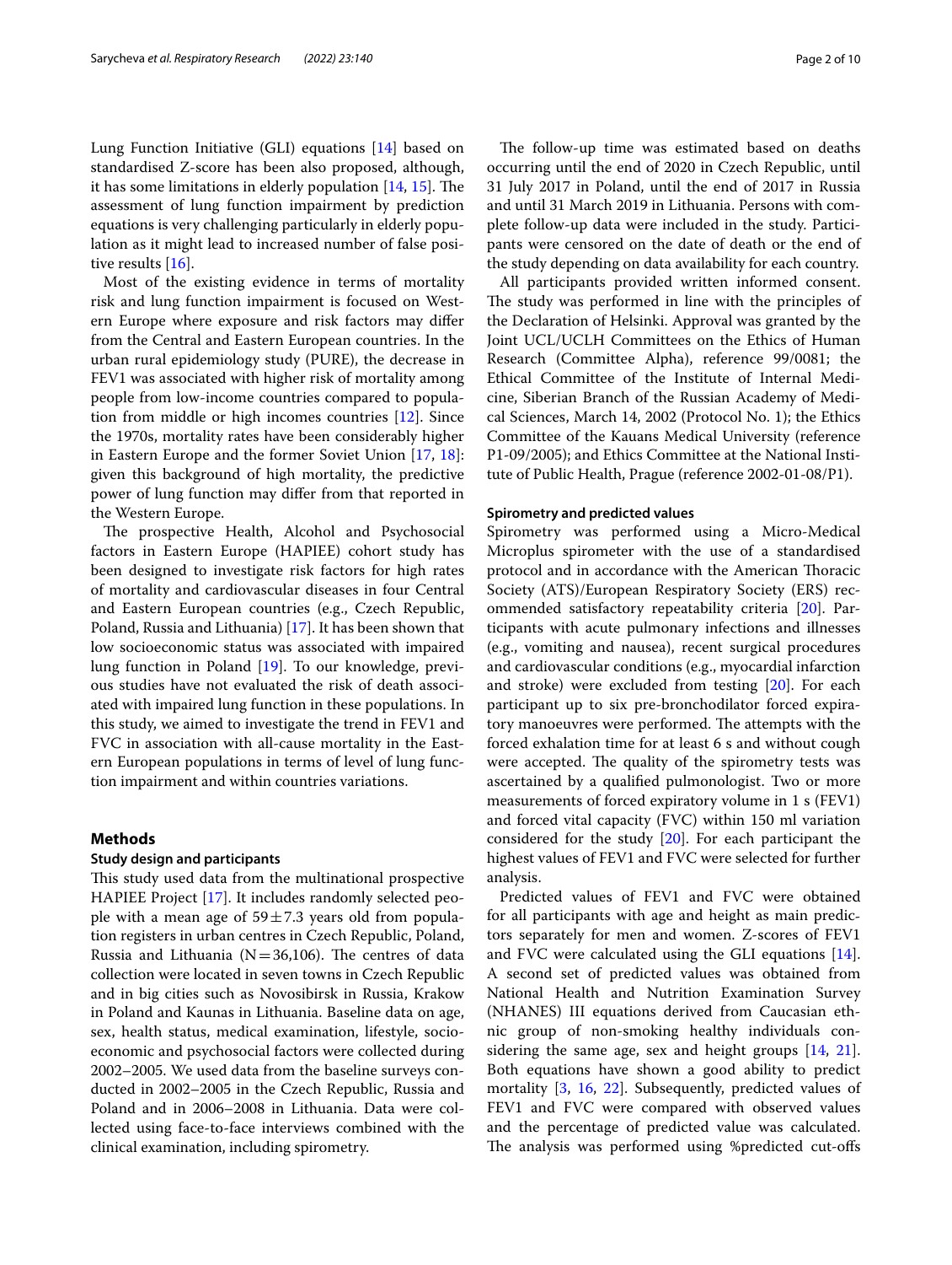Lung Function Initiative (GLI) equations [14] based on standardised Z-score has been also proposed, although, it has some limitations in elderly population [14, 15]. The assessment of lung function impairment by prediction equations is very challenging particularly in elderly population as it might lead to increased number of false positive results [16].

Most of the existing evidence in terms of mortality risk and lung function impairment is focused on Western Europe where exposure and risk factors may differ from the Central and Eastern European countries. In the urban rural epidemiology study (PURE), the decrease in FEV1 was associated with higher risk of mortality among people from low-income countries compared to population from middle or high incomes countries [12]. Since the 1970s, mortality rates have been considerably higher in Eastern Europe and the former Soviet Union [17, 18]: given this background of high mortality, the predictive power of lung function may differ from that reported in the Western Europe.

The prospective Health, Alcohol and Psychosocial factors in Eastern Europe (HAPIEE) cohort study has been designed to investigate risk factors for high rates of mortality and cardiovascular diseases in four Central and Eastern European countries (e.g., Czech Republic, Poland, Russia and Lithuania) [17]. It has been shown that low socioeconomic status was associated with impaired lung function in Poland [19]. To our knowledge, previous studies have not evaluated the risk of death associated with impaired lung function in these populations. In this study, we aimed to investigate the trend in FEV1 and FVC in association with all-cause mortality in the Eastern European populations in terms of level of lung function impairment and within countries variations.

## Methods

### Study design and participants

This study used data from the multinational prospective HAPIEE Project [17]. It includes randomly selected people with a mean age of $59 \pm 7.3$ years old from population registers in urban centres in Czech Republic, Poland, Russia and Lithuania ($N = 36,106$). The centres of data collection were located in seven towns in Czech Republic and in big cities such as Novosibirsk in Russia, Krakow in Poland and Kaunas in Lithuania. Baseline data on age, sex, health status, medical examination, lifestyle, socioeconomic and psychosocial factors were collected during 2002–2005. We used data from the baseline surveys conducted in 2002–2005 in the Czech Republic, Russia and Poland and in 2006–2008 in Lithuania. Data were collected using face-to-face interviews combined with the clinical examination, including spirometry.

The follow-up time was estimated based on deaths occurring until the end of 2020 in Czech Republic, until 31 July 2017 in Poland, until the end of 2017 in Russia and until 31 March 2019 in Lithuania. Persons with complete follow-up data were included in the study. Participants were censored on the date of death or the end of the study depending on data availability for each country.

All participants provided written informed consent. The study was performed in line with the principles of the Declaration of Helsinki. Approval was granted by the Joint UCL/UCLH Committees on the Ethics of Human Research (Committee Alpha), reference 99/0081; the Ethical Committee of the Institute of Internal Medicine, Siberian Branch of the Russian Academy of Medical Sciences, March 14, 2002 (Protocol No. 1); the Ethics Committee of the Kauans Medical University (reference P1-09/2005); and Ethics Committee at the National Institute of Public Health, Prague (reference 2002-01-08/P1).

### Spirometry and predicted values

Spirometry was performed using a Micro-Medical Microplus spirometer with the use of a standardised protocol and in accordance with the American Thoracic Society (ATS)/European Respiratory Society (ERS) recommended satisfactory repeatability criteria [20]. Participants with acute pulmonary infections and illnesses (e.g., vomiting and nausea), recent surgical procedures and cardiovascular conditions (e.g., myocardial infarction and stroke) were excluded from testing [20]. For each participant up to six pre-bronchodilator forced expiratory manoeuvres were performed. The attempts with the forced exhalation time for at least 6 s and without cough were accepted. The quality of the spirometry tests was ascertained by a qualified pulmonologist. Two or more measurements of forced expiratory volume in 1 s (FEV1) and forced vital capacity (FVC) within 150 ml variation considered for the study [20]. For each participant the highest values of FEV1 and FVC were selected for further analysis.

Predicted values of FEV1 and FVC were obtained for all participants with age and height as main predictors separately for men and women. Z-scores of FEV1 and FVC were calculated using the GLI equations [14]. A second set of predicted values was obtained from National Health and Nutrition Examination Survey (NHANES) III equations derived from Caucasian ethnic group of non-smoking healthy individuals considering the same age, sex and height groups [14, 21]. Both equations have shown a good ability to predict mortality [3, 16, 22]. Subsequently, predicted values of FEV1 and FVC were compared with observed values and the percentage of predicted value was calculated. The analysis was performed using %predicted cut-offs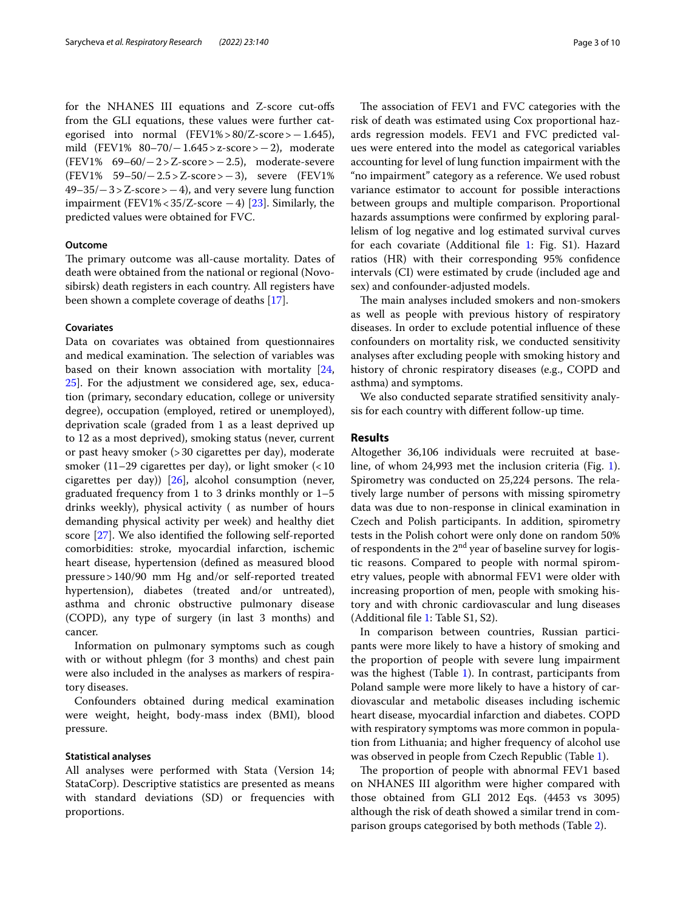for the NHANES III equations and Z-score cut-offs from the GLI equations, these values were further categorised into normal (FEV1% > 80/Z-score > − 1.645), mild (FEV1% 80–70/− 1.645 > z-score > − 2), moderate (FEV1% 69–60/− 2 > Z-score > − 2.5), moderate-severe (FEV1% 59–50/− 2.5 > Z-score > − 3), severe (FEV1% 49–35/− 3 > Z-score > − 4), and very severe lung function impairment (FEV1% < 35/Z-score − 4) [23]. Similarly, the predicted values were obtained for FVC.

### Outcome

The primary outcome was all-cause mortality. Dates of death were obtained from the national or regional (Novosibirsk) death registers in each country. All registers have been shown a complete coverage of deaths [17].

### Covariates

Data on covariates was obtained from questionnaires and medical examination. The selection of variables was based on their known association with mortality [24, 25]. For the adjustment we considered age, sex, education (primary, secondary education, college or university degree), occupation (employed, retired or unemployed), deprivation scale (graded from 1 as a least deprived up to 12 as a most deprived), smoking status (never, current or past heavy smoker (> 30 cigarettes per day), moderate smoker (11–29 cigarettes per day), or light smoker (< 10 cigarettes per day)) [26], alcohol consumption (never, graduated frequency from 1 to 3 drinks monthly or 1–5 drinks weekly), physical activity ( as number of hours demanding physical activity per week) and healthy diet score [27]. We also identified the following self-reported comorbidities: stroke, myocardial infarction, ischemic heart disease, hypertension (defined as measured blood pressure > 140/90 mm Hg and/or self-reported treated hypertension), diabetes (treated and/or untreated), asthma and chronic obstructive pulmonary disease (COPD), any type of surgery (in last 3 months) and cancer.

Information on pulmonary symptoms such as cough with or without phlegm (for 3 months) and chest pain were also included in the analyses as markers of respiratory diseases.

Confounders obtained during medical examination were weight, height, body-mass index (BMI), blood pressure.

### Statistical analyses

All analyses were performed with Stata (Version 14; StataCorp). Descriptive statistics are presented as means with standard deviations (SD) or frequencies with proportions.

The association of FEV1 and FVC categories with the risk of death was estimated using Cox proportional hazards regression models. FEV1 and FVC predicted values were entered into the model as categorical variables accounting for level of lung function impairment with the "no impairment" category as a reference. We used robust variance estimator to account for possible interactions between groups and multiple comparison. Proportional hazards assumptions were confirmed by exploring parallelism of log negative and log estimated survival curves for each covariate (Additional file 1: Fig. S1). Hazard ratios (HR) with their corresponding 95% confidence intervals (CI) were estimated by crude (included age and sex) and confounder-adjusted models.

The main analyses included smokers and non-smokers as well as people with previous history of respiratory diseases. In order to exclude potential influence of these confounders on mortality risk, we conducted sensitivity analyses after excluding people with smoking history and history of chronic respiratory diseases (e.g., COPD and asthma) and symptoms.

We also conducted separate stratified sensitivity analysis for each country with different follow-up time.

## Results

Altogether 36,106 individuals were recruited at baseline, of whom 24,993 met the inclusion criteria (Fig. 1). Spirometry was conducted on 25,224 persons. The relatively large number of persons with missing spirometry data was due to non-response in clinical examination in Czech and Polish participants. In addition, spirometry tests in the Polish cohort were only done on random 50% of respondents in the 2nd year of baseline survey for logistic reasons. Compared to people with normal spirometry values, people with abnormal FEV1 were older with increasing proportion of men, people with smoking history and with chronic cardiovascular and lung diseases (Additional file 1: Table S1, S2).

In comparison between countries, Russian participants were more likely to have a history of smoking and the proportion of people with severe lung impairment was the highest (Table 1). In contrast, participants from Poland sample were more likely to have a history of cardiovascular and metabolic diseases including ischemic heart disease, myocardial infarction and diabetes. COPD with respiratory symptoms was more common in population from Lithuania; and higher frequency of alcohol use was observed in people from Czech Republic (Table 1).

The proportion of people with abnormal FEV1 based on NHANES III algorithm were higher compared with those obtained from GLI 2012 Eqs. (4453 vs 3095) although the risk of death showed a similar trend in comparison groups categorised by both methods (Table 2).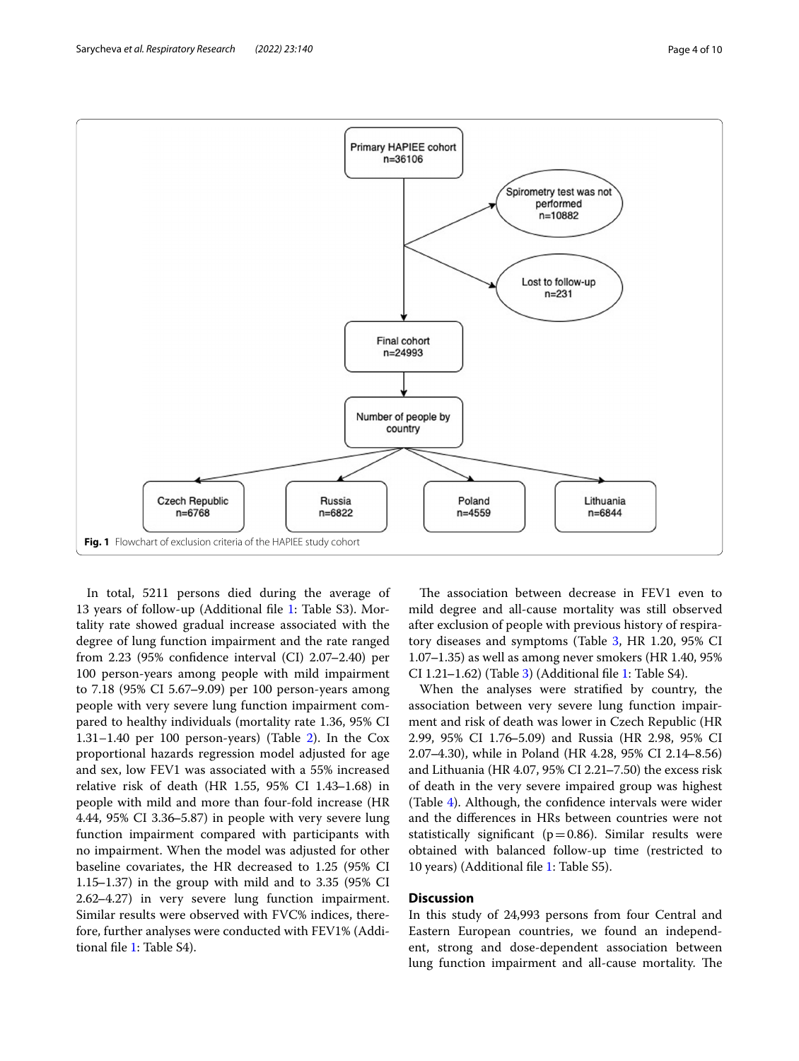Primary HAPIEE cohort
n=36106

Spirometry test was not performed
n=10882

Lost to follow-up
n=231

Final cohort
n=24993

Number of people by country

Czech Republic
n=6768

Russia
n=6822

Poland
n=4559

Lithuania
n=6844

**Fig. 1** Flowchart of exclusion criteria of the HAPIEE study cohort

In total, 5211 persons died during the average of 13 years of follow-up (Additional file 1: Table S3). Mortality rate showed gradual increase associated with the degree of lung function impairment and the rate ranged from 2.23 (95% confidence interval (CI) 2.07–2.40) per 100 person-years among people with mild impairment to 7.18 (95% CI 5.67–9.09) per 100 person-years among people with very severe lung function impairment compared to healthy individuals (mortality rate 1.36, 95% CI 1.31–1.40 per 100 person-years) (Table 2). In the Cox proportional hazards regression model adjusted for age and sex, low FEV1 was associated with a 55% increased relative risk of death (HR 1.55, 95% CI 1.43–1.68) in people with mild and more than four-fold increase (HR 4.44, 95% CI 3.36–5.87) in people with very severe lung function impairment compared with participants with no impairment. When the model was adjusted for other baseline covariates, the HR decreased to 1.25 (95% CI 1.15–1.37) in the group with mild and to 3.35 (95% CI 2.62–4.27) in very severe lung function impairment. Similar results were observed with FVC% indices, therefore, further analyses were conducted with FEV1% (Additional file 1: Table S4).

The association between decrease in FEV1 even to mild degree and all-cause mortality was still observed after exclusion of people with previous history of respiratory diseases and symptoms (Table 3, HR 1.20, 95% CI 1.07–1.35) as well as among never smokers (HR 1.40, 95% CI 1.21–1.62) (Table 3) (Additional file 1: Table S4).

When the analyses were stratified by country, the association between very severe lung function impairment and risk of death was lower in Czech Republic (HR 2.99, 95% CI 1.76–5.09) and Russia (HR 2.98, 95% CI 2.07–4.30), while in Poland (HR 4.28, 95% CI 2.14–8.56) and Lithuania (HR 4.07, 95% CI 2.21–7.50) the excess risk of death in the very severe impaired group was highest (Table 4). Although, the confidence intervals were wider and the differences in HRs between countries were not statistically significant ($p=0.86$). Similar results were obtained with balanced follow-up time (restricted to 10 years) (Additional file 1: Table S5).

## Discussion

In this study of 24,993 persons from four Central and Eastern European countries, we found an independent, strong and dose-dependent association between lung function impairment and all-cause mortality. The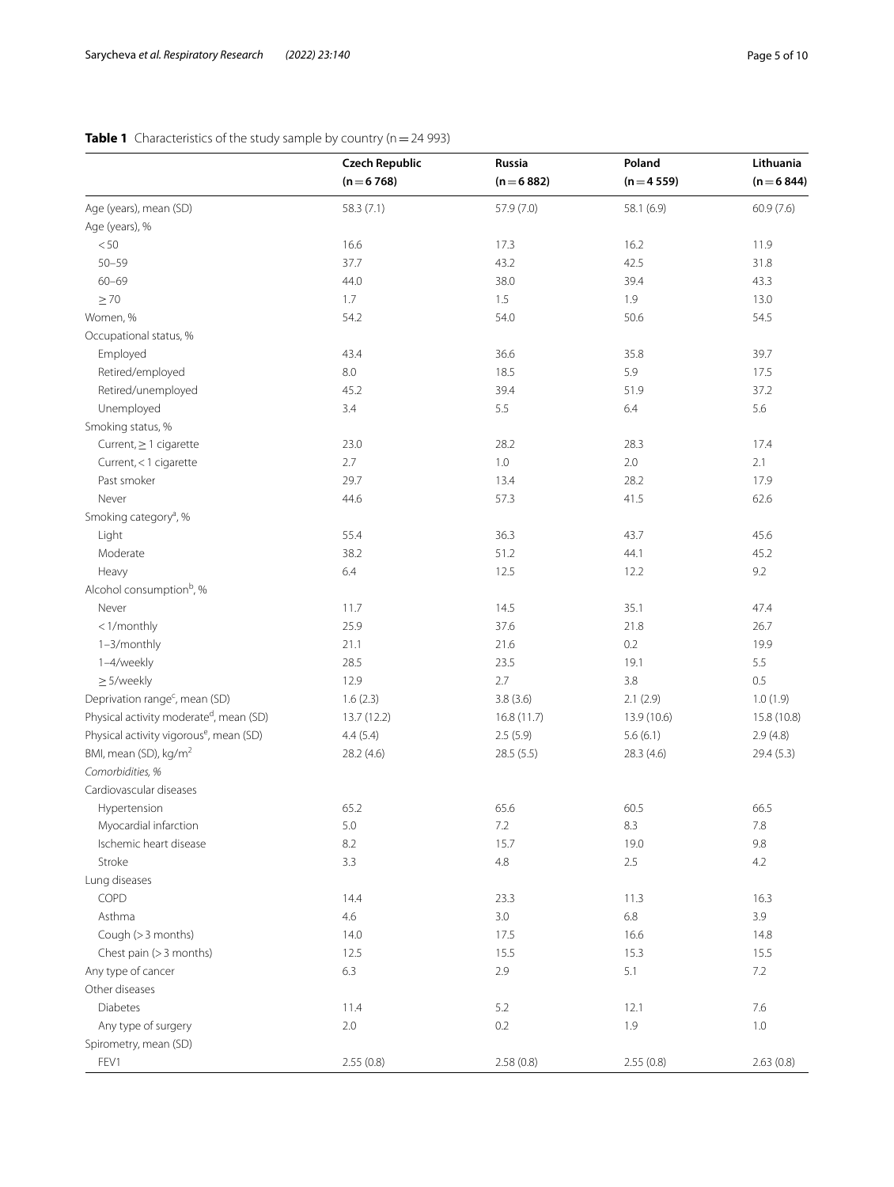**Table 1** Characteristics of the study sample by country (n = 24 993)

| | Czech Republic (n = 6 768) | Russia (n = 6 882) | Poland (n = 4 559) | Lithuania (n = 6 844) |
|---|---|---|---|---|
| Age (years), mean (SD) | 58.3 (7.1) | 57.9 (7.0) | 58.1 (6.9) | 60.9 (7.6) |
| Age (years), % | | | | |
| < 50 | 16.6 | 17.3 | 16.2 | 11.9 |
| 50–59 | 37.7 | 43.2 | 42.5 | 31.8 |
| 60–69 | 44.0 | 38.0 | 39.4 | 43.3 |
| ≥ 70 | 1.7 | 1.5 | 1.9 | 13.0 |
| Women, % | 54.2 | 54.0 | 50.6 | 54.5 |
| Occupational status, % | | | | |
| Employed | 43.4 | 36.6 | 35.8 | 39.7 |
| Retired/employed | 8.0 | 18.5 | 5.9 | 17.5 |
| Retired/unemployed | 45.2 | 39.4 | 51.9 | 37.2 |
| Unemployed | 3.4 | 5.5 | 6.4 | 5.6 |
| Smoking status, % | | | | |
| Current, ≥ 1 cigarette | 23.0 | 28.2 | 28.3 | 17.4 |
| Current, < 1 cigarette | 2.7 | 1.0 | 2.0 | 2.1 |
| Past smoker | 29.7 | 13.4 | 28.2 | 17.9 |
| Never | 44.6 | 57.3 | 41.5 | 62.6 |
| Smoking category[a], % | | | | |
| Light | 55.4 | 36.3 | 43.7 | 45.6 |
| Moderate | 38.2 | 51.2 | 44.1 | 45.2 |
| Heavy | 6.4 | 12.5 | 12.2 | 9.2 |
| Alcohol consumption[b], % | | | | |
| Never | 11.7 | 14.5 | 35.1 | 47.4 |
| < 1/monthly | 25.9 | 37.6 | 21.8 | 26.7 |
| 1–3/monthly | 21.1 | 21.6 | 0.2 | 19.9 |
| 1–4/weekly | 28.5 | 23.5 | 19.1 | 5.5 |
| ≥ 5/weekly | 12.9 | 2.7 | 3.8 | 0.5 |
| Deprivation range[c], mean (SD) | 1.6 (2.3) | 3.8 (3.6) | 2.1 (2.9) | 1.0 (1.9) |
| Physical activity moderate[d], mean (SD) | 13.7 (12.2) | 16.8 (11.7) | 13.9 (10.6) | 15.8 (10.8) |
| Physical activity vigorous[e], mean (SD) | 4.4 (5.4) | 2.5 (5.9) | 5.6 (6.1) | 2.9 (4.8) |
| BMI, mean (SD), kg/m$^2$ | 28.2 (4.6) | 28.5 (5.5) | 28.3 (4.6) | 29.4 (5.3) |
| *Comorbidities, %* | | | | |
| Cardiovascular diseases | | | | |
| Hypertension | 65.2 | 65.6 | 60.5 | 66.5 |
| Myocardial infarction | 5.0 | 7.2 | 8.3 | 7.8 |
| Ischemic heart disease | 8.2 | 15.7 | 19.0 | 9.8 |
| Stroke | 3.3 | 4.8 | 2.5 | 4.2 |
| Lung diseases | | | | |
| COPD | 14.4 | 23.3 | 11.3 | 16.3 |
| Asthma | 4.6 | 3.0 | 6.8 | 3.9 |
| Cough (> 3 months) | 14.0 | 17.5 | 16.6 | 14.8 |
| Chest pain (> 3 months) | 12.5 | 15.5 | 15.3 | 15.5 |
| Any type of cancer | 6.3 | 2.9 | 5.1 | 7.2 |
| Other diseases | | | | |
| Diabetes | 11.4 | 5.2 | 12.1 | 7.6 |
| Any type of surgery | 2.0 | 0.2 | 1.9 | 1.0 |
| Spirometry, mean (SD) | | | | |
| FEV1 | 2.55 (0.8) | 2.58 (0.8) | 2.55 (0.8) | 2.63 (0.8) |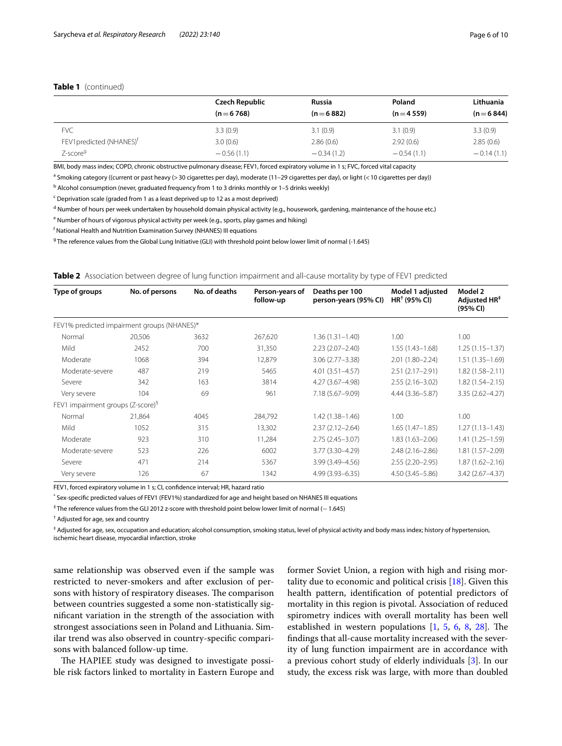**Table 1** (continued)

| | Czech Republic (n = 6 768) | Russia (n = 6 882) | Poland (n = 4 559) | Lithuania (n = 6 844) |
|---|---|---|---|---|
| FVC | 3.3 (0.9) | 3.1 (0.9) | 3.1 (0.9) | 3.3 (0.9) |
| FEV1predicted (NHANES)[f] | 3.0 (0.6) | 2.86 (0.6) | 2.92 (0.6) | 2.85 (0.6) |
| Z-score[g] | −0.56 (1.1) | −0.34 (1.2) | −0.54 (1.1) | −0.14 (1.1) |

BMI, body mass index; COPD, chronic obstructive pulmonary disease; FEV1, forced expiratory volume in 1 s; FVC, forced vital capacity

[a] Smoking category ((current or past heavy (> 30 cigarettes per day), moderate (11–29 cigarettes per day), or light (< 10 cigarettes per day))

[b] Alcohol consumption (never, graduated frequency from 1 to 3 drinks monthly or 1–5 drinks weekly)

[c] Deprivation scale (graded from 1 as a least deprived up to 12 as a most deprived)

[d] Number of hours per week undertaken by household domain physical activity (e.g., housework, gardening, maintenance of the house etc.)

[e] Number of hours of vigorous physical activity per week (e.g., sports, play games and hiking)

[f] National Health and Nutrition Examination Survey (NHANES) III equations

[g] The reference values from the Global Lung Initiative (GLI) with threshold point below lower limit of normal (-1.645)

**Table 2** Association between degree of lung function impairment and all-cause mortality by type of FEV1 predicted

| Type of groups | No. of persons | No. of deaths | Person-years of follow-up | Deaths per 100 person-years (95% CI) | Model 1 adjusted HR[†] (95% CI) | Model 2 Adjusted HR[‡] (95% CI) |
|---|---|---|---|---|---|---|
| FEV1% predicted impairment groups (NHANES)* | | | | | | |
| Normal | 20,506 | 3632 | 267,620 | 1.36 (1.31–1.40) | 1.00 | 1.00 |
| Mild | 2452 | 700 | 31,350 | 2.23 (2.07–2.40) | 1.55 (1.43–1.68) | 1.25 (1.15–1.37) |
| Moderate | 1068 | 394 | 12,879 | 3.06 (2.77–3.38) | 2.01 (1.80–2.24) | 1.51 (1.35–1.69) |
| Moderate-severe | 487 | 219 | 5465 | 4.01 (3.51–4.57) | 2.51 (2.17–2.91) | 1.82 (1.58–2.11) |
| Severe | 342 | 163 | 3814 | 4.27 (3.67–4.98) | 2.55 (2.16–3.02) | 1.82 (1.54–2.15) |
| Very severe | 104 | 69 | 961 | 7.18 (5.67–9.09) | 4.44 (3.36–5.87) | 3.35 (2.62–4.27) |
| FEV1 impairment groups (Z-score)[§] | | | | | | |
| Normal | 21,864 | 4045 | 284,792 | 1.42 (1.38–1.46) | 1.00 | 1.00 |
| Mild | 1052 | 315 | 13,302 | 2.37 (2.12–2.64) | 1.65 (1.47–1.85) | 1.27 (1.13–1.43) |
| Moderate | 923 | 310 | 11,284 | 2.75 (2.45–3.07) | 1.83 (1.63–2.06) | 1.41 (1.25–1.59) |
| Moderate-severe | 523 | 226 | 6002 | 3.77 (3.30–4.29) | 2.48 (2.16–2.86) | 1.81 (1.57–2.09) |
| Severe | 471 | 214 | 5367 | 3.99 (3.49–4.56) | 2.55 (2.20–2.95) | 1.87 (1.62–2.16) |
| Very severe | 126 | 67 | 1342 | 4.99 (3.93–6.35) | 4.50 (3.45–5.86) | 3.42 (2.67–4.37) |

FEV1, forced expiratory volume in 1 s; CI, confidence interval; HR, hazard ratio

* Sex-specific predicted values of FEV1 (FEV1%) standardized for age and height based on NHANES III equations

[§] The reference values from the GLI 2012 z-score with threshold point below lower limit of normal (− 1.645)

[†] Adjusted for age, sex and country

[‡] Adjusted for age, sex, occupation and education; alcohol consumption, smoking status, level of physical activity and body mass index; history of hypertension, ischemic heart disease, myocardial infarction, stroke

same relationship was observed even if the sample was restricted to never-smokers and after exclusion of persons with history of respiratory diseases. The comparison between countries suggested a some non-statistically significant variation in the strength of the association with strongest associations seen in Poland and Lithuania. Similar trend was also observed in country-specific comparisons with balanced follow-up time.

The HAPIEE study was designed to investigate possible risk factors linked to mortality in Eastern Europe and former Soviet Union, a region with high and rising mortality due to economic and political crisis [18]. Given this health pattern, identification of potential predictors of mortality in this region is pivotal. Association of reduced spirometry indices with overall mortality has been well established in western populations [1, 5, 6, 8, 28]. The findings that all-cause mortality increased with the severity of lung function impairment are in accordance with a previous cohort study of elderly individuals [3]. In our study, the excess risk was large, with more than doubled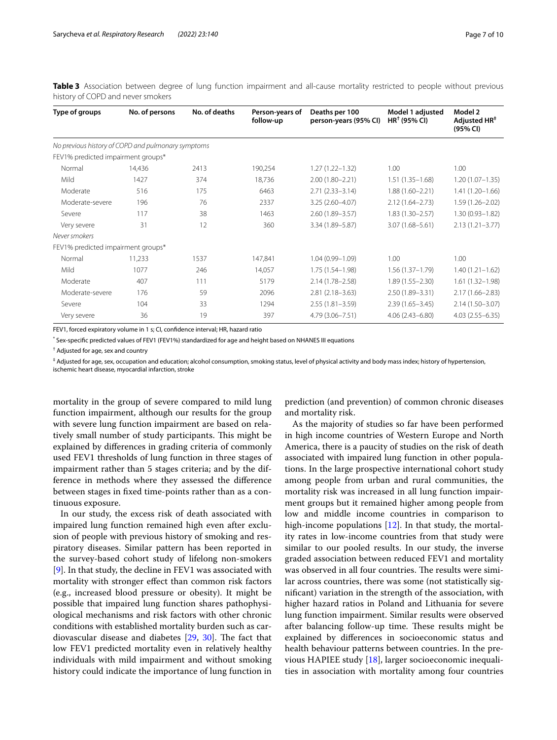**Table 3** Association between degree of lung function impairment and all-cause mortality restricted to people without previous history of COPD and never smokers

| Type of groups | No. of persons | No. of deaths | Person-years of follow-up | Deaths per 100 person-years (95% CI) | Model 1 adjusted HR[†] (95% CI) | Model 2 Adjusted HR[‡] (95% CI) |
|---|---|---|---|---|---|---|
| *No previous history of COPD and pulmonary symptoms* | | | | | | |
| FEV1% predicted impairment groups* | | | | | | |
| Normal | 14,436 | 2413 | 190,254 | 1.27 (1.22–1.32) | 1.00 | 1.00 |
| Mild | 1427 | 374 | 18,736 | 2.00 (1.80–2.21) | 1.51 (1.35–1.68) | 1.20 (1.07–1.35) |
| Moderate | 516 | 175 | 6463 | 2.71 (2.33–3.14) | 1.88 (1.60–2.21) | 1.41 (1.20–1.66) |
| Moderate-severe | 196 | 76 | 2337 | 3.25 (2.60–4.07) | 2.12 (1.64–2.73) | 1.59 (1.26–2.02) |
| Severe | 117 | 38 | 1463 | 2.60 (1.89–3.57) | 1.83 (1.30–2.57) | 1.30 (0.93–1.82) |
| Very severe | 31 | 12 | 360 | 3.34 (1.89–5.87) | 3.07 (1.68–5.61) | 2.13 (1.21–3.77) |
| *Never smokers* | | | | | | |
| FEV1% predicted impairment groups* | | | | | | |
| Normal | 11,233 | 1537 | 147,841 | 1.04 (0.99–1.09) | 1.00 | 1.00 |
| Mild | 1077 | 246 | 14,057 | 1.75 (1.54–1.98) | 1.56 (1.37–1.79) | 1.40 (1.21–1.62) |
| Moderate | 407 | 111 | 5179 | 2.14 (1.78–2.58) | 1.89 (1.55–2.30) | 1.61 (1.32–1.98) |
| Moderate-severe | 176 | 59 | 2096 | 2.81 (2.18–3.63) | 2.50 (1.89–3.31) | 2.17 (1.66–2.83) |
| Severe | 104 | 33 | 1294 | 2.55 (1.81–3.59) | 2.39 (1.65–3.45) | 2.14 (1.50–3.07) |
| Very severe | 36 | 19 | 397 | 4.79 (3.06–7.51) | 4.06 (2.43–6.80) | 4.03 (2.55–6.35) |

FEV1, forced expiratory volume in 1 s; CI, confidence interval; HR, hazard ratio

\* Sex-specific predicted values of FEV1 (FEV1%) standardized for age and height based on NHANES III equations

† Adjusted for age, sex and country

‡ Adjusted for age, sex, occupation and education; alcohol consumption, smoking status, level of physical activity and body mass index; history of hypertension, ischemic heart disease, myocardial infarction, stroke

mortality in the group of severe compared to mild lung function impairment, although our results for the group with severe lung function impairment are based on relatively small number of study participants. This might be explained by differences in grading criteria of commonly used FEV1 thresholds of lung function in three stages of impairment rather than 5 stages criteria; and by the difference in methods where they assessed the difference between stages in fixed time-points rather than as a continuous exposure.

In our study, the excess risk of death associated with impaired lung function remained high even after exclusion of people with previous history of smoking and respiratory diseases. Similar pattern has been reported in the survey-based cohort study of lifelong non-smokers [9]. In that study, the decline in FEV1 was associated with mortality with stronger effect than common risk factors (e.g., increased blood pressure or obesity). It might be possible that impaired lung function shares pathophysiological mechanisms and risk factors with other chronic conditions with established mortality burden such as cardiovascular disease and diabetes [29, 30]. The fact that low FEV1 predicted mortality even in relatively healthy individuals with mild impairment and without smoking history could indicate the importance of lung function in prediction (and prevention) of common chronic diseases and mortality risk.

As the majority of studies so far have been performed in high income countries of Western Europe and North America, there is a paucity of studies on the risk of death associated with impaired lung function in other populations. In the large prospective international cohort study among people from urban and rural communities, the mortality risk was increased in all lung function impairment groups but it remained higher among people from low and middle income countries in comparison to high-income populations [12]. In that study, the mortality rates in low-income countries from that study were similar to our pooled results. In our study, the inverse graded association between reduced FEV1 and mortality was observed in all four countries. The results were similar across countries, there was some (not statistically significant) variation in the strength of the association, with higher hazard ratios in Poland and Lithuania for severe lung function impairment. Similar results were observed after balancing follow-up time. These results might be explained by differences in socioeconomic status and health behaviour patterns between countries. In the previous HAPIEE study [18], larger socioeconomic inequalities in association with mortality among four countries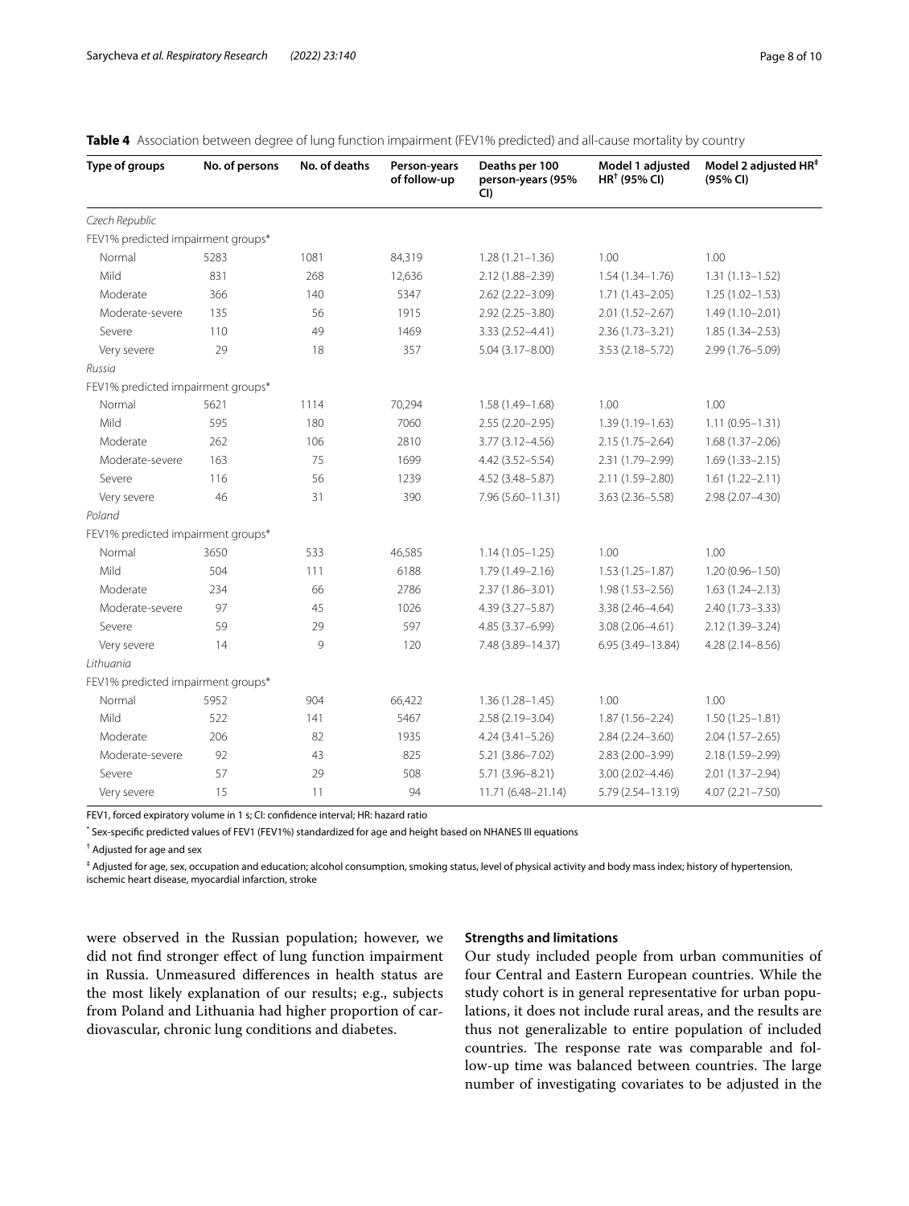**Table 4** Association between degree of lung function impairment (FEV1% predicted) and all-cause mortality by country

| Type of groups | No. of persons | No. of deaths | Person-years of follow-up | Deaths per 100 person-years (95% CI) | Model 1 adjusted HR[†] (95% CI) | Model 2 adjusted HR[‡] (95% CI) |
|---|---|---|---|---|---|---|
| *Czech Republic* | | | | | | |
| FEV1% predicted impairment groups* | | | | | | |
| Normal | 5283 | 1081 | 84,319 | 1.28 (1.21–1.36) | 1.00 | 1.00 |
| Mild | 831 | 268 | 12,636 | 2.12 (1.88–2.39) | 1.54 (1.34–1.76) | 1.31 (1.13–1.52) |
| Moderate | 366 | 140 | 5347 | 2.62 (2.22–3.09) | 1.71 (1.43–2.05) | 1.25 (1.02–1.53) |
| Moderate-severe | 135 | 56 | 1915 | 2.92 (2.25–3.80) | 2.01 (1.52–2.67) | 1.49 (1.10–2.01) |
| Severe | 110 | 49 | 1469 | 3.33 (2.52–4.41) | 2.36 (1.73–3.21) | 1.85 (1.34–2.53) |
| Very severe | 29 | 18 | 357 | 5.04 (3.17–8.00) | 3.53 (2.18–5.72) | 2.99 (1.76–5.09) |
| *Russia* | | | | | | |
| FEV1% predicted impairment groups* | | | | | | |
| Normal | 5621 | 1114 | 70,294 | 1.58 (1.49–1.68) | 1.00 | 1.00 |
| Mild | 595 | 180 | 7060 | 2.55 (2.20–2.95) | 1.39 (1.19–1.63) | 1.11 (0.95–1.31) |
| Moderate | 262 | 106 | 2810 | 3.77 (3.12–4.56) | 2.15 (1.75–2.64) | 1.68 (1.37–2.06) |
| Moderate-severe | 163 | 75 | 1699 | 4.42 (3.52–5.54) | 2.31 (1.79–2.99) | 1.69 (1.33–2.15) |
| Severe | 116 | 56 | 1239 | 4.52 (3.48–5.87) | 2.11 (1.59–2.80) | 1.61 (1.22–2.11) |
| Very severe | 46 | 31 | 390 | 7.96 (5.60–11.31) | 3.63 (2.36–5.58) | 2.98 (2.07–4.30) |
| *Poland* | | | | | | |
| FEV1% predicted impairment groups* | | | | | | |
| Normal | 3650 | 533 | 46,585 | 1.14 (1.05–1.25) | 1.00 | 1.00 |
| Mild | 504 | 111 | 6188 | 1.79 (1.49–2.16) | 1.53 (1.25–1.87) | 1.20 (0.96–1.50) |
| Moderate | 234 | 66 | 2786 | 2.37 (1.86–3.01) | 1.98 (1.53–2.56) | 1.63 (1.24–2.13) |
| Moderate-severe | 97 | 45 | 1026 | 4.39 (3.27–5.87) | 3.38 (2.46–4.64) | 2.40 (1.73–3.33) |
| Severe | 59 | 29 | 597 | 4.85 (3.37–6.99) | 3.08 (2.06–4.61) | 2.12 (1.39–3.24) |
| Very severe | 14 | 9 | 120 | 7.48 (3.89–14.37) | 6.95 (3.49–13.84) | 4.28 (2.14–8.56) |
| *Lithuania* | | | | | | |
| FEV1% predicted impairment groups* | | | | | | |
| Normal | 5952 | 904 | 66,422 | 1.36 (1.28–1.45) | 1.00 | 1.00 |
| Mild | 522 | 141 | 5467 | 2.58 (2.19–3.04) | 1.87 (1.56–2.24) | 1.50 (1.25–1.81) |
| Moderate | 206 | 82 | 1935 | 4.24 (3.41–5.26) | 2.84 (2.24–3.60) | 2.04 (1.57–2.65) |
| Moderate-severe | 92 | 43 | 825 | 5.21 (3.86–7.02) | 2.83 (2.00–3.99) | 2.18 (1.59–2.99) |
| Severe | 57 | 29 | 508 | 5.71 (3.96–8.21) | 3.00 (2.02–4.46) | 2.01 (1.37–2.94) |
| Very severe | 15 | 11 | 94 | 11.71 (6.48–21.14) | 5.79 (2.54–13.19) | 4.07 (2.21–7.50) |

FEV1, forced expiratory volume in 1 s; CI: confidence interval; HR: hazard ratio

* Sex-specific predicted values of FEV1 (FEV1%) standardized for age and height based on NHANES III equations

† Adjusted for age and sex

‡ Adjusted for age, sex, occupation and education; alcohol consumption, smoking status, level of physical activity and body mass index; history of hypertension, ischemic heart disease, myocardial infarction, stroke

were observed in the Russian population; however, we did not find stronger effect of lung function impairment in Russia. Unmeasured differences in health status are the most likely explanation of our results; e.g., subjects from Poland and Lithuania had higher proportion of cardiovascular, chronic lung conditions and diabetes.

### Strengths and limitations

Our study included people from urban communities of four Central and Eastern European countries. While the study cohort is in general representative for urban populations, it does not include rural areas, and the results are thus not generalizable to entire population of included countries. The response rate was comparable and follow-up time was balanced between countries. The large number of investigating covariates to be adjusted in the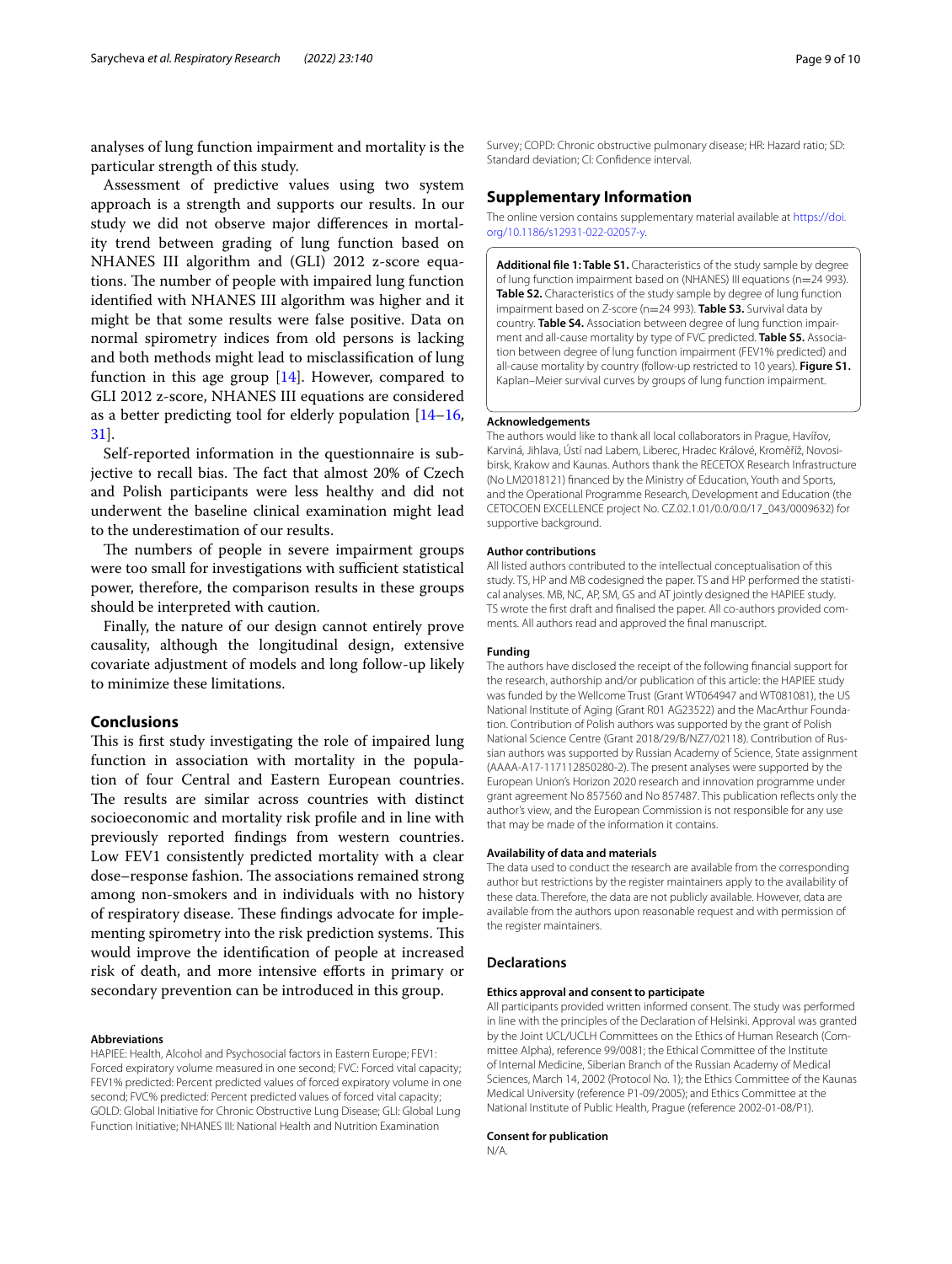analyses of lung function impairment and mortality is the particular strength of this study.

Assessment of predictive values using two system approach is a strength and supports our results. In our study we did not observe major differences in mortality trend between grading of lung function based on NHANES III algorithm and (GLI) 2012 z-score equations. The number of people with impaired lung function identified with NHANES III algorithm was higher and it might be that some results were false positive. Data on normal spirometry indices from old persons is lacking and both methods might lead to misclassification of lung function in this age group [14]. However, compared to GLI 2012 z-score, NHANES III equations are considered as a better predicting tool for elderly population [14–16, 31].

Self-reported information in the questionnaire is subjective to recall bias. The fact that almost 20% of Czech and Polish participants were less healthy and did not underwent the baseline clinical examination might lead to the underestimation of our results.

The numbers of people in severe impairment groups were too small for investigations with sufficient statistical power, therefore, the comparison results in these groups should be interpreted with caution.

Finally, the nature of our design cannot entirely prove causality, although the longitudinal design, extensive covariate adjustment of models and long follow-up likely to minimize these limitations.

## Conclusions

This is first study investigating the role of impaired lung function in association with mortality in the population of four Central and Eastern European countries. The results are similar across countries with distinct socioeconomic and mortality risk profile and in line with previously reported findings from western countries. Low FEV1 consistently predicted mortality with a clear dose–response fashion. The associations remained strong among non-smokers and in individuals with no history of respiratory disease. These findings advocate for implementing spirometry into the risk prediction systems. This would improve the identification of people at increased risk of death, and more intensive efforts in primary or secondary prevention can be introduced in this group.

#### Abbreviations

HAPIEE: Health, Alcohol and Psychosocial factors in Eastern Europe; FEV1: Forced expiratory volume measured in one second; FVC: Forced vital capacity; FEV1% predicted: Percent predicted values of forced expiratory volume in one second; FVC% predicted: Percent predicted values of forced vital capacity; GOLD: Global Initiative for Chronic Obstructive Lung Disease; GLI: Global Lung Function Initiative; NHANES III: National Health and Nutrition Examination Survey; COPD: Chronic obstructive pulmonary disease; HR: Hazard ratio; SD: Standard deviation; CI: Confidence interval.

## Supplementary Information

The online version contains supplementary material available at https://doi.org/10.1186/s12931-022-02057-y.

**Additional file 1: Table S1.** Characteristics of the study sample by degree of lung function impairment based on (NHANES) III equations (n=24 993). **Table S2.** Characteristics of the study sample by degree of lung function impairment based on Z-score (n=24 993). **Table S3.** Survival data by country. **Table S4.** Association between degree of lung function impairment and all-cause mortality by type of FVC predicted. **Table S5.** Association between degree of lung function impairment (FEV1% predicted) and all-cause mortality by country (follow-up restricted to 10 years). **Figure S1.** Kaplan–Meier survival curves by groups of lung function impairment.

#### Acknowledgements

The authors would like to thank all local collaborators in Prague, Havířov, Karviná, Jihlava, Ústí nad Labem, Liberec, Hradec Králové, Kroměříž, Novosibirsk, Krakow and Kaunas. Authors thank the RECETOX Research Infrastructure (No LM2018121) financed by the Ministry of Education, Youth and Sports, and the Operational Programme Research, Development and Education (the CETOCOEN EXCELLENCE project No. CZ.02.1.01/0.0/0.0/17_043/0009632) for supportive background.

#### Author contributions

All listed authors contributed to the intellectual conceptualisation of this study. TS, HP and MB codesigned the paper. TS and HP performed the statistical analyses. MB, NC, AP, SM, GS and AT jointly designed the HAPIEE study. TS wrote the first draft and finalised the paper. All co-authors provided comments. All authors read and approved the final manuscript.

#### Funding

The authors have disclosed the receipt of the following financial support for the research, authorship and/or publication of this article: the HAPIEE study was funded by the Wellcome Trust (Grant WT064947 and WT081081), the US National Institute of Aging (Grant R01 AG23522) and the MacArthur Foundation. Contribution of Polish authors was supported by the grant of Polish National Science Centre (Grant 2018/29/B/NZ7/02118). Contribution of Russian authors was supported by Russian Academy of Science, State assignment (AAAA-A17-117112850280-2). The present analyses were supported by the European Union's Horizon 2020 research and innovation programme under grant agreement No 857560 and No 857487. This publication reflects only the author's view, and the European Commission is not responsible for any use that may be made of the information it contains.

#### Availability of data and materials

The data used to conduct the research are available from the corresponding author but restrictions by the register maintainers apply to the availability of these data. Therefore, the data are not publicly available. However, data are available from the authors upon reasonable request and with permission of the register maintainers.

## Declarations

#### Ethics approval and consent to participate

All participants provided written informed consent. The study was performed in line with the principles of the Declaration of Helsinki. Approval was granted by the Joint UCL/UCLH Committees on the Ethics of Human Research (Committee Alpha), reference 99/0081; the Ethical Committee of the Institute of Internal Medicine, Siberian Branch of the Russian Academy of Medical Sciences, March 14, 2002 (Protocol No. 1); the Ethics Committee of the Kaunas Medical University (reference P1-09/2005); and Ethics Committee at the National Institute of Public Health, Prague (reference 2002-01-08/P1).

#### Consent for publication

N/A.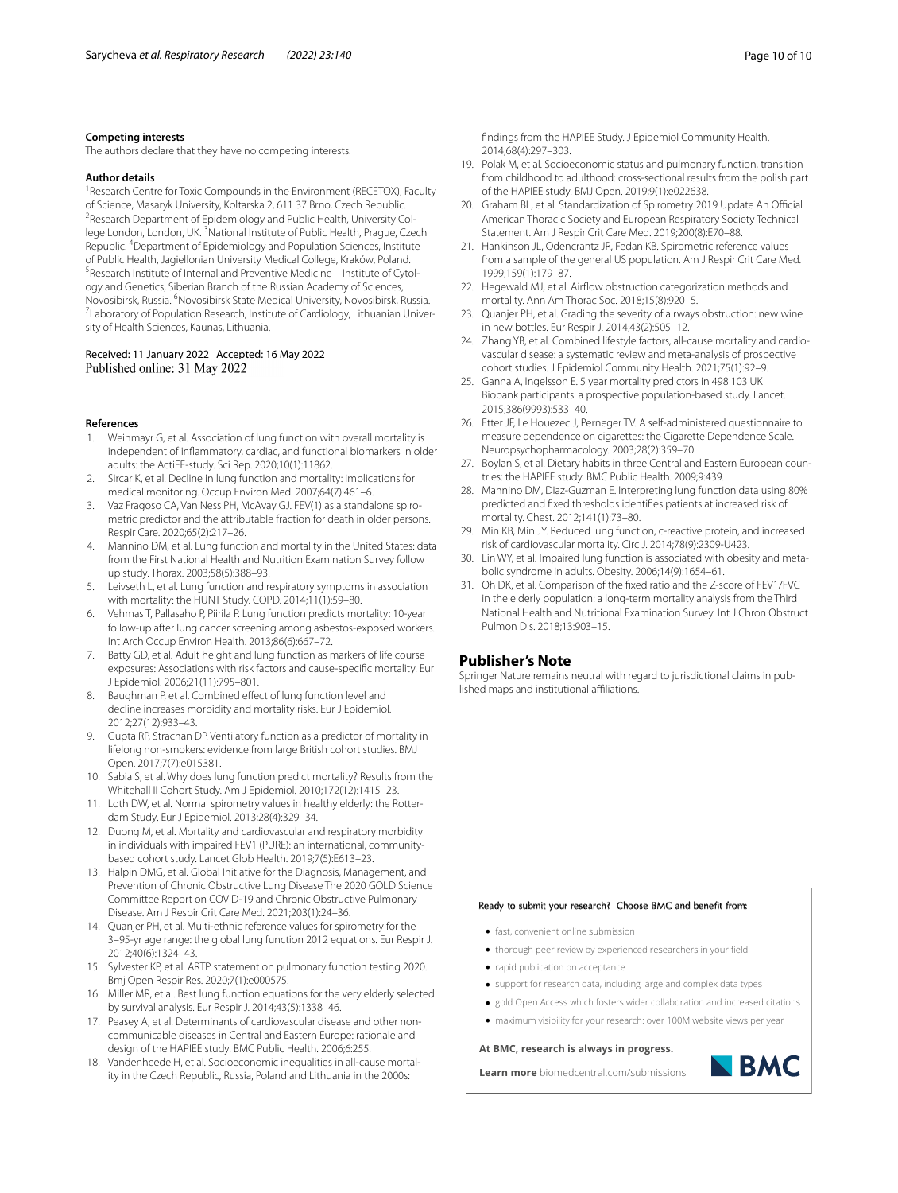**Competing interests**

The authors declare that they have no competing interests.

**Author details**

[1]Research Centre for Toxic Compounds in the Environment (RECETOX), Faculty of Science, Masaryk University, Koltarska 2, 611 37 Brno, Czech Republic. [2]Research Department of Epidemiology and Public Health, University College London, London, UK. [3]National Institute of Public Health, Prague, Czech Republic. [4]Department of Epidemiology and Population Sciences, Institute of Public Health, Jagiellonian University Medical College, Kraków, Poland. [5]Research Institute of Internal and Preventive Medicine – Institute of Cytology and Genetics, Siberian Branch of the Russian Academy of Sciences, Novosibirsk, Russia. [6]Novosibirsk State Medical University, Novosibirsk, Russia. [7]Laboratory of Population Research, Institute of Cardiology, Lithuanian University of Health Sciences, Kaunas, Lithuania.

Received: 11 January 2022 Accepted: 16 May 2022
Published online: 31 May 2022

**References**

1. Weinmayr G, et al. Association of lung function with overall mortality is independent of inflammatory, cardiac, and functional biomarkers in older adults: the ActiFE-study. Sci Rep. 2020;10(1):11862.
2. Sircar K, et al. Decline in lung function and mortality: implications for medical monitoring. Occup Environ Med. 2007;64(7):461–6.
3. Vaz Fragoso CA, Van Ness PH, McAvay GJ. FEV(1) as a standalone spirometric predictor and the attributable fraction for death in older persons. Respir Care. 2020;65(2):217–26.
4. Mannino DM, et al. Lung function and mortality in the United States: data from the First National Health and Nutrition Examination Survey follow up study. Thorax. 2003;58(5):388–93.
5. Leivseth L, et al. Lung function and respiratory symptoms in association with mortality: the HUNT Study. COPD. 2014;11(1):59–80.
6. Vehmas T, Pallasaho P, Piirila P. Lung function predicts mortality: 10-year follow-up after lung cancer screening among asbestos-exposed workers. Int Arch Occup Environ Health. 2013;86(6):667–72.
7. Batty GD, et al. Adult height and lung function as markers of life course exposures: Associations with risk factors and cause-specific mortality. Eur J Epidemiol. 2006;21(11):795–801.
8. Baughman P, et al. Combined effect of lung function level and decline increases morbidity and mortality risks. Eur J Epidemiol. 2012;27(12):933–43.
9. Gupta RP, Strachan DP. Ventilatory function as a predictor of mortality in lifelong non-smokers: evidence from large British cohort studies. BMJ Open. 2017;7(7):e015381.
10. Sabia S, et al. Why does lung function predict mortality? Results from the Whitehall II Cohort Study. Am J Epidemiol. 2010;172(12):1415–23.
11. Loth DW, et al. Normal spirometry values in healthy elderly: the Rotterdam Study. Eur J Epidemiol. 2013;28(4):329–34.
12. Duong M, et al. Mortality and cardiovascular and respiratory morbidity in individuals with impaired FEV1 (PURE): an international, community-based cohort study. Lancet Glob Health. 2019;7(5):E613–23.
13. Halpin DMG, et al. Global Initiative for the Diagnosis, Management, and Prevention of Chronic Obstructive Lung Disease The 2020 GOLD Science Committee Report on COVID-19 and Chronic Obstructive Pulmonary Disease. Am J Respir Crit Care Med. 2021;203(1):24–36.
14. Quanjer PH, et al. Multi-ethnic reference values for spirometry for the 3–95-yr age range: the global lung function 2012 equations. Eur Respir J. 2012;40(6):1324–43.
15. Sylvester KP, et al. ARTP statement on pulmonary function testing 2020. Bmj Open Respir Res. 2020;7(1):e000575.
16. Miller MR, et al. Best lung function equations for the very elderly selected by survival analysis. Eur Respir J. 2014;43(5):1338–46.
17. Peasey A, et al. Determinants of cardiovascular disease and other non-communicable diseases in Central and Eastern Europe: rationale and design of the HAPIEE study. BMC Public Health. 2006;6:255.
18. Vandenheede H, et al. Socioeconomic inequalities in all-cause mortality in the Czech Republic, Russia, Poland and Lithuania in the 2000s: findings from the HAPIEE Study. J Epidemiol Community Health. 2014;68(4):297–303.
19. Polak M, et al. Socioeconomic status and pulmonary function, transition from childhood to adulthood: cross-sectional results from the polish part of the HAPIEE study. BMJ Open. 2019;9(1):e022638.
20. Graham BL, et al. Standardization of Spirometry 2019 Update An Official American Thoracic Society and European Respiratory Society Technical Statement. Am J Respir Crit Care Med. 2019;200(8):E70–88.
21. Hankinson JL, Odencrantz JR, Fedan KB. Spirometric reference values from a sample of the general US population. Am J Respir Crit Care Med. 1999;159(1):179–87.
22. Hegewald MJ, et al. Airflow obstruction categorization methods and mortality. Ann Am Thorac Soc. 2018;15(8):920–5.
23. Quanjer PH, et al. Grading the severity of airways obstruction: new wine in new bottles. Eur Respir J. 2014;43(2):505–12.
24. Zhang YB, et al. Combined lifestyle factors, all-cause mortality and cardiovascular disease: a systematic review and meta-analysis of prospective cohort studies. J Epidemiol Community Health. 2021;75(1):92–9.
25. Ganna A, Ingelsson E. 5 year mortality predictors in 498 103 UK Biobank participants: a prospective population-based study. Lancet. 2015;386(9993):533–40.
26. Etter JF, Le Houezec J, Perneger TV. A self-administered questionnaire to measure dependence on cigarettes: the Cigarette Dependence Scale. Neuropsychopharmacology. 2003;28(2):359–70.
27. Boylan S, et al. Dietary habits in three Central and Eastern European countries: the HAPIEE study. BMC Public Health. 2009;9:439.
28. Mannino DM, Diaz-Guzman E. Interpreting lung function data using 80% predicted and fixed thresholds identifies patients at increased risk of mortality. Chest. 2012;141(1):73–80.
29. Min KB, Min JY. Reduced lung function, c-reactive protein, and increased risk of cardiovascular mortality. Circ J. 2014;78(9):2309-U423.
30. Lin WY, et al. Impaired lung function is associated with obesity and metabolic syndrome in adults. Obesity. 2006;14(9):1654–61.
31. Oh DK, et al. Comparison of the fixed ratio and the Z-score of FEV1/FVC in the elderly population: a long-term mortality analysis from the Third National Health and Nutritional Examination Survey. Int J Chron Obstruct Pulmon Dis. 2018;13:903–15.

## Publisher's Note

Springer Nature remains neutral with regard to jurisdictional claims in published maps and institutional affiliations.

Ready to submit your research? Choose BMC and benefit from:

- fast, convenient online submission
- thorough peer review by experienced researchers in your field
- rapid publication on acceptance
- support for research data, including large and complex data types
- gold Open Access which fosters wider collaboration and increased citations
- maximum visibility for your research: over 100M website views per year

**At BMC, research is always in progress.**

**Learn more** biomedcentral.com/submissions